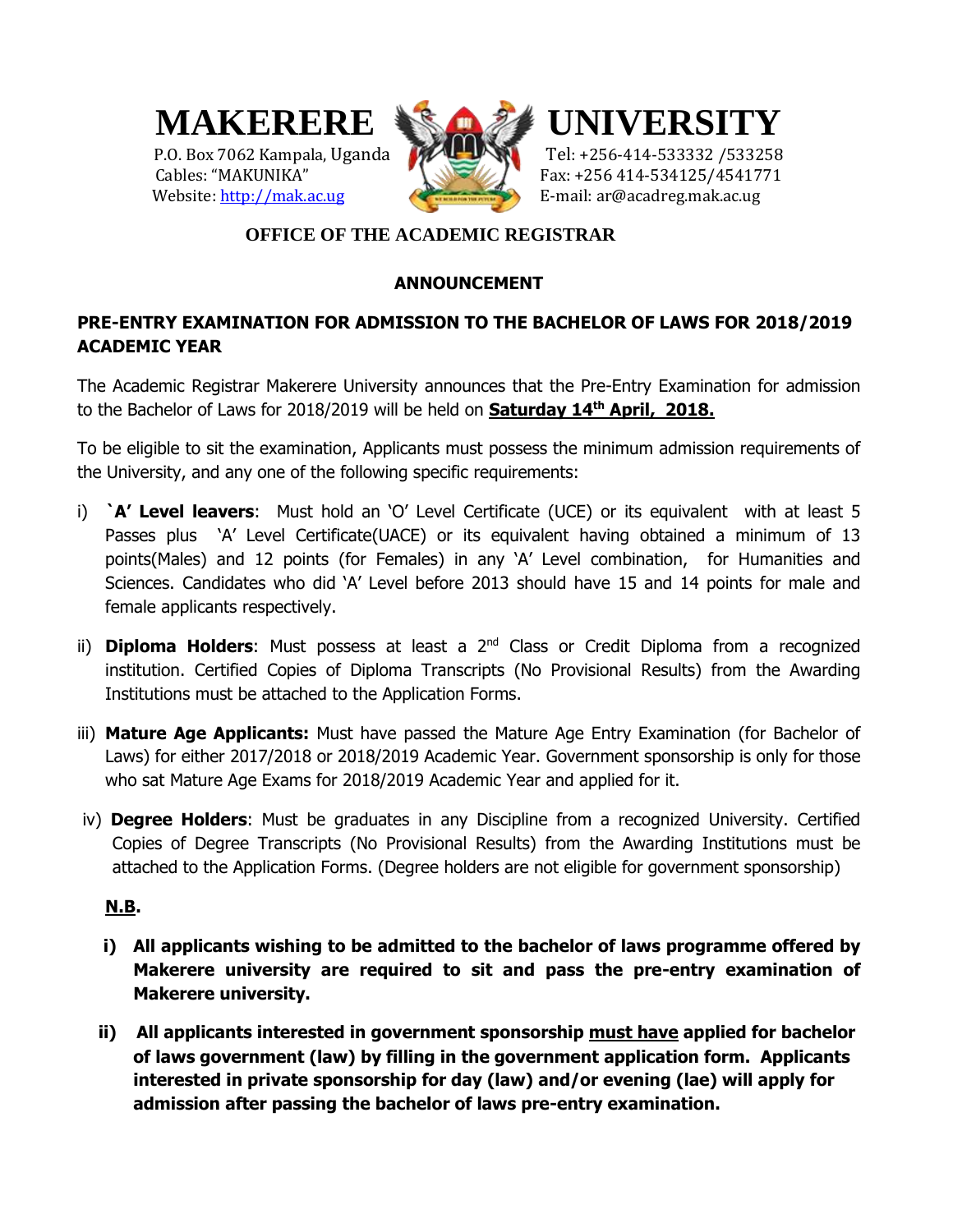# MAKERERE UNIVERSITY

P.O. Box 7062 Kampala, Uganda
Cables: "MAKUNIKA"
Website: http://mak.ac.ug

Tel: +256-414-533332 /533258
Fax: +256 414-534125/4541771
E-mail: ar@acadreg.mak.ac.ug

## OFFICE OF THE ACADEMIC REGISTRAR

### ANNOUNCEMENT

### PRE-ENTRY EXAMINATION FOR ADMISSION TO THE BACHELOR OF LAWS FOR 2018/2019 ACADEMIC YEAR

The Academic Registrar Makerere University announces that the Pre-Entry Examination for admission to the Bachelor of Laws for 2018/2019 will be held on **Saturday 14th April, 2018.**

To be eligible to sit the examination, Applicants must possess the minimum admission requirements of the University, and any one of the following specific requirements:

i) **`A' Level leavers**: Must hold an 'O' Level Certificate (UCE) or its equivalent with at least 5 Passes plus 'A' Level Certificate(UACE) or its equivalent having obtained a minimum of 13 points(Males) and 12 points (for Females) in any 'A' Level combination, for Humanities and Sciences. Candidates who did 'A' Level before 2013 should have 15 and 14 points for male and female applicants respectively.

ii) **Diploma Holders**: Must possess at least a 2nd Class or Credit Diploma from a recognized institution. Certified Copies of Diploma Transcripts (No Provisional Results) from the Awarding Institutions must be attached to the Application Forms.

iii) **Mature Age Applicants:** Must have passed the Mature Age Entry Examination (for Bachelor of Laws) for either 2017/2018 or 2018/2019 Academic Year. Government sponsorship is only for those who sat Mature Age Exams for 2018/2019 Academic Year and applied for it.

iv) **Degree Holders**: Must be graduates in any Discipline from a recognized University. Certified Copies of Degree Transcripts (No Provisional Results) from the Awarding Institutions must be attached to the Application Forms. (Degree holders are not eligible for government sponsorship)

**N.B.**

i) **All applicants wishing to be admitted to the bachelor of laws programme offered by Makerere university are required to sit and pass the pre-entry examination of Makerere university.**

ii) **All applicants interested in government sponsorship must have applied for bachelor of laws government (law) by filling in the government application form. Applicants interested in private sponsorship for day (law) and/or evening (lae) will apply for admission after passing the bachelor of laws pre-entry examination.**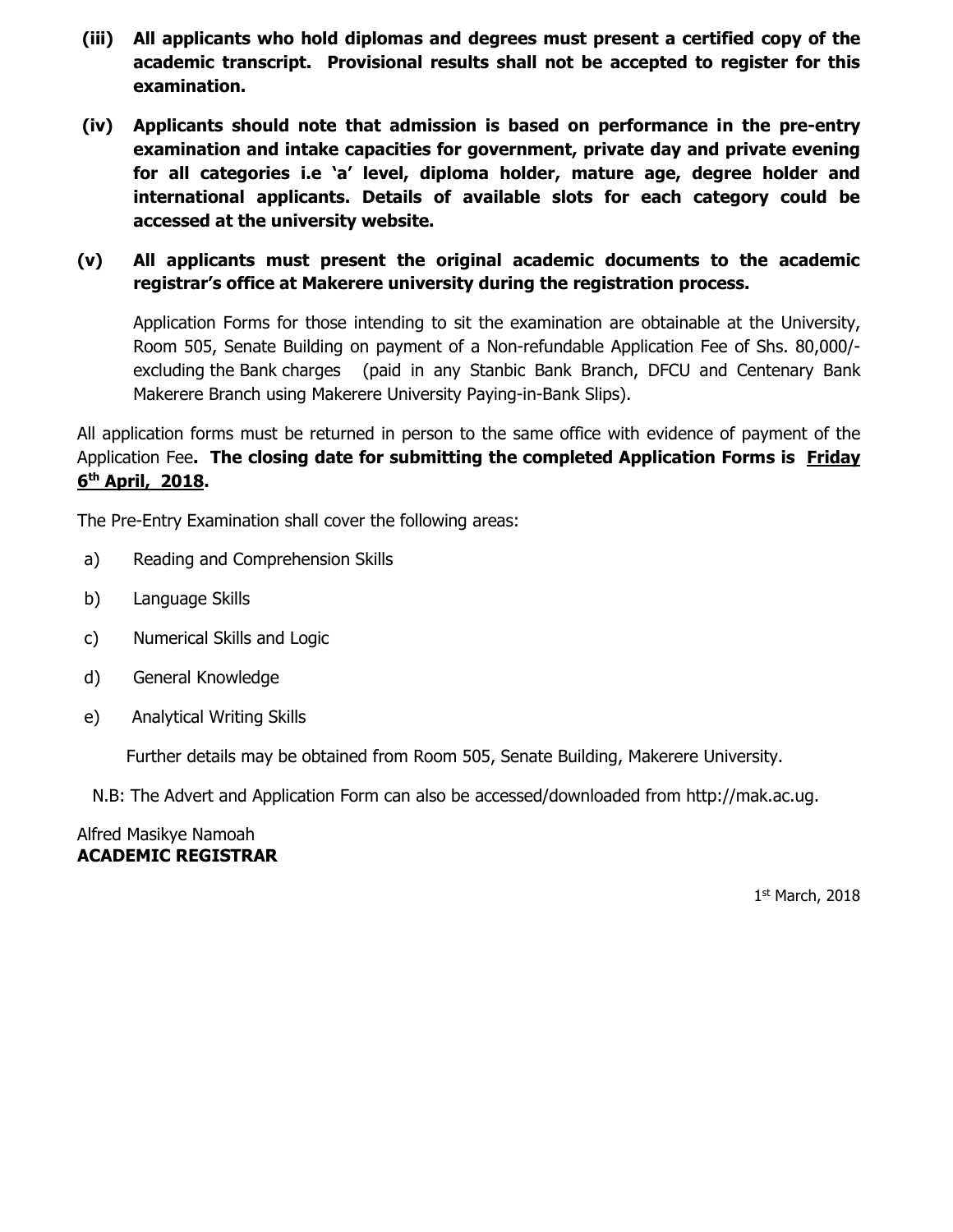**(iii) All applicants who hold diplomas and degrees must present a certified copy of the academic transcript. Provisional results shall not be accepted to register for this examination.**

**(iv) Applicants should note that admission is based on performance in the pre-entry examination and intake capacities for government, private day and private evening for all categories i.e 'a' level, diploma holder, mature age, degree holder and international applicants. Details of available slots for each category could be accessed at the university website.**

**(v) All applicants must present the original academic documents to the academic registrar's office at Makerere university during the registration process.**

Application Forms for those intending to sit the examination are obtainable at the University, Room 505, Senate Building on payment of a Non-refundable Application Fee of Shs. 80,000/- excluding the Bank charges (paid in any Stanbic Bank Branch, DFCU and Centenary Bank Makerere Branch using Makerere University Paying-in-Bank Slips).

All application forms must be returned in person to the same office with evidence of payment of the Application Fee**. The closing date for submitting the completed Application Forms is Friday 6th April, 2018.**

The Pre-Entry Examination shall cover the following areas:

a) Reading and Comprehension Skills

b) Language Skills

c) Numerical Skills and Logic

d) General Knowledge

e) Analytical Writing Skills

Further details may be obtained from Room 505, Senate Building, Makerere University.

N.B: The Advert and Application Form can also be accessed/downloaded from http://mak.ac.ug.

Alfred Masikye Namoah
**ACADEMIC REGISTRAR**

1st March, 2018